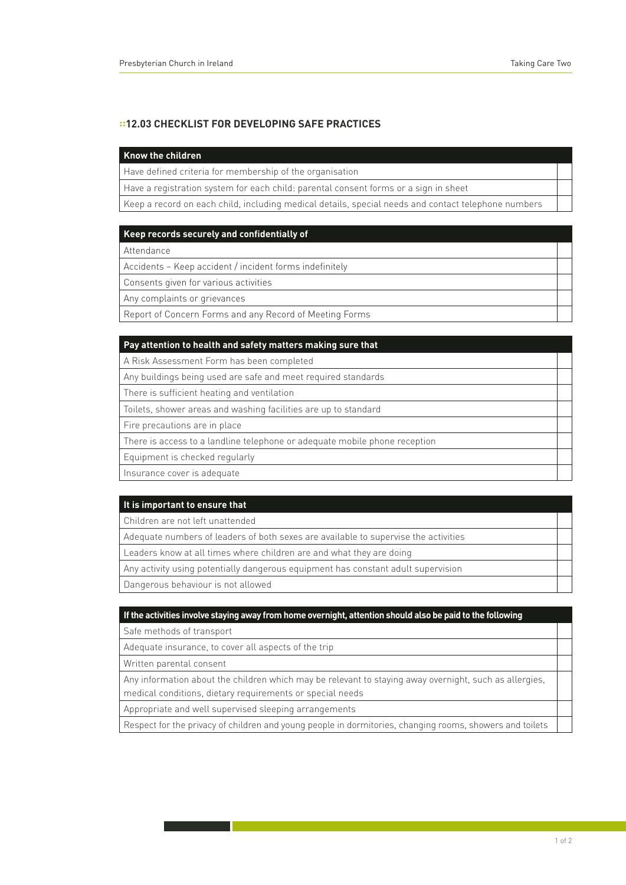## ::12.03 CHECKLIST FOR DEVELOPING SAFE PRACTICES

| Know the children | |
|---|---|
| Have defined criteria for membership of the organisation | |
| Have a registration system for each child: parental consent forms or a sign in sheet | |
| Keep a record on each child, including medical details, special needs and contact telephone numbers | |

| Keep records securely and confidentially of | |
|---|---|
| Attendance | |
| Accidents – Keep accident / incident forms indefinitely | |
| Consents given for various activities | |
| Any complaints or grievances | |
| Report of Concern Forms and any Record of Meeting Forms | |

| Pay attention to health and safety matters making sure that | |
|---|---|
| A Risk Assessment Form has been completed | |
| Any buildings being used are safe and meet required standards | |
| There is sufficient heating and ventilation | |
| Toilets, shower areas and washing facilities are up to standard | |
| Fire precautions are in place | |
| There is access to a landline telephone or adequate mobile phone reception | |
| Equipment is checked regularly | |
| Insurance cover is adequate | |

| It is important to ensure that | |
|---|---|
| Children are not left unattended | |
| Adequate numbers of leaders of both sexes are available to supervise the activities | |
| Leaders know at all times where children are and what they are doing | |
| Any activity using potentially dangerous equipment has constant adult supervision | |
| Dangerous behaviour is not allowed | |

| If the activities involve staying away from home overnight, attention should also be paid to the following | |
|---|---|
| Safe methods of transport | |
| Adequate insurance, to cover all aspects of the trip | |
| Written parental consent | |
| Any information about the children which may be relevant to staying away overnight, such as allergies, medical conditions, dietary requirements or special needs | |
| Appropriate and well supervised sleeping arrangements | |
| Respect for the privacy of children and young people in dormitories, changing rooms, showers and toilets | |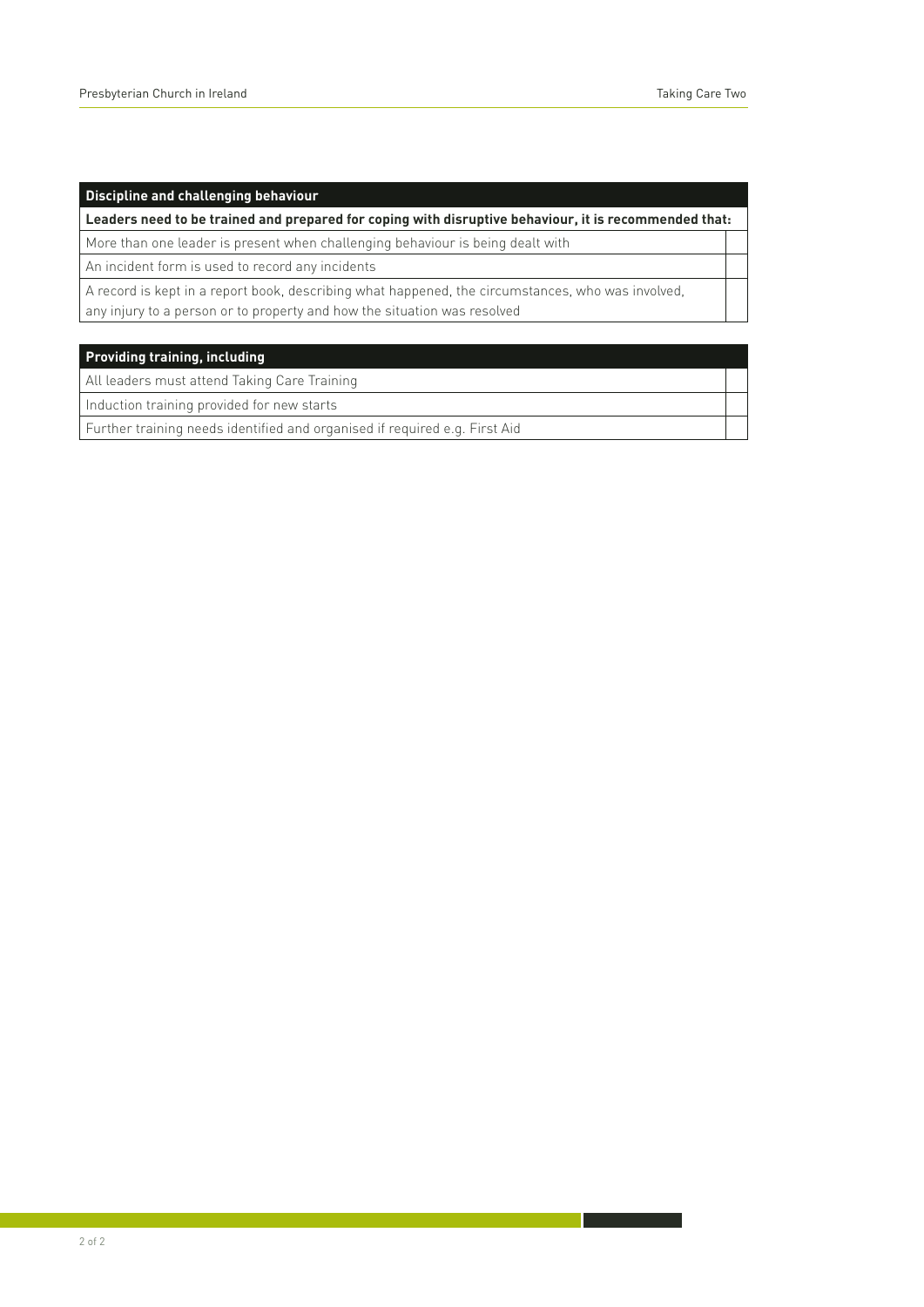| Discipline and challenging behaviour | |
|---|---|
| **Leaders need to be trained and prepared for coping with disruptive behaviour, it is recommended that:** | |
| More than one leader is present when challenging behaviour is being dealt with | |
| An incident form is used to record any incidents | |
| A record is kept in a report book, describing what happened, the circumstances, who was involved, any injury to a person or to property and how the situation was resolved | |

| Providing training, including | |
|---|---|
| All leaders must attend Taking Care Training | |
| Induction training provided for new starts | |
| Further training needs identified and organised if required e.g. First Aid | |